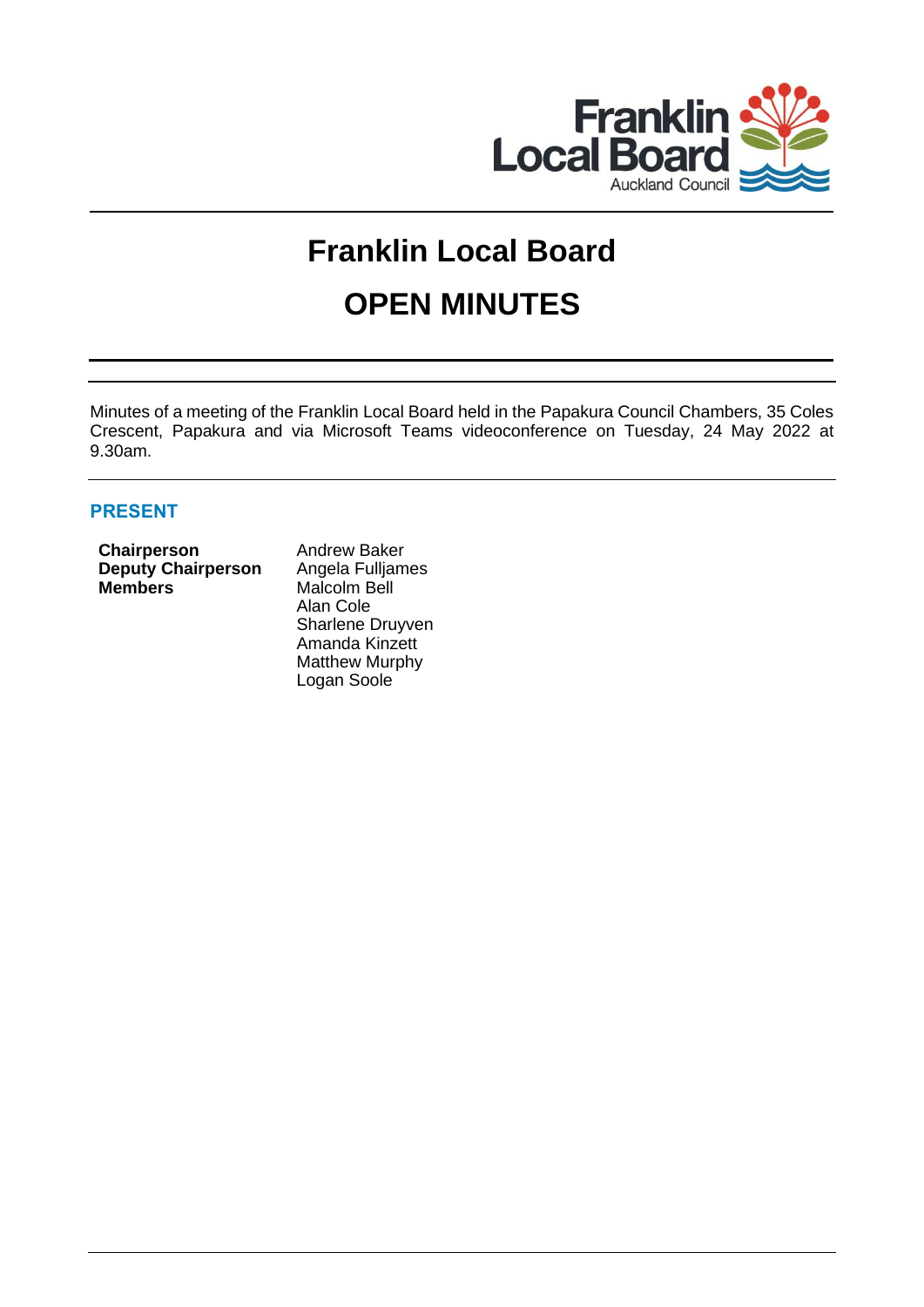# Franklin Local Board

# OPEN MINUTES

Minutes of a meeting of the Franklin Local Board held in the Papakura Council Chambers, 35 Coles Crescent, Papakura and via Microsoft Teams videoconference on Tuesday, 24 May 2022 at 9.30am.

## PRESENT

| | |
|---|---|
| **Chairperson** | Andrew Baker |
| **Deputy Chairperson** | Angela Fulljames |
| **Members** | Malcolm Bell |
| | Alan Cole |
| | Sharlene Druyven |
| | Amanda Kinzett |
| | Matthew Murphy |
| | Logan Soole |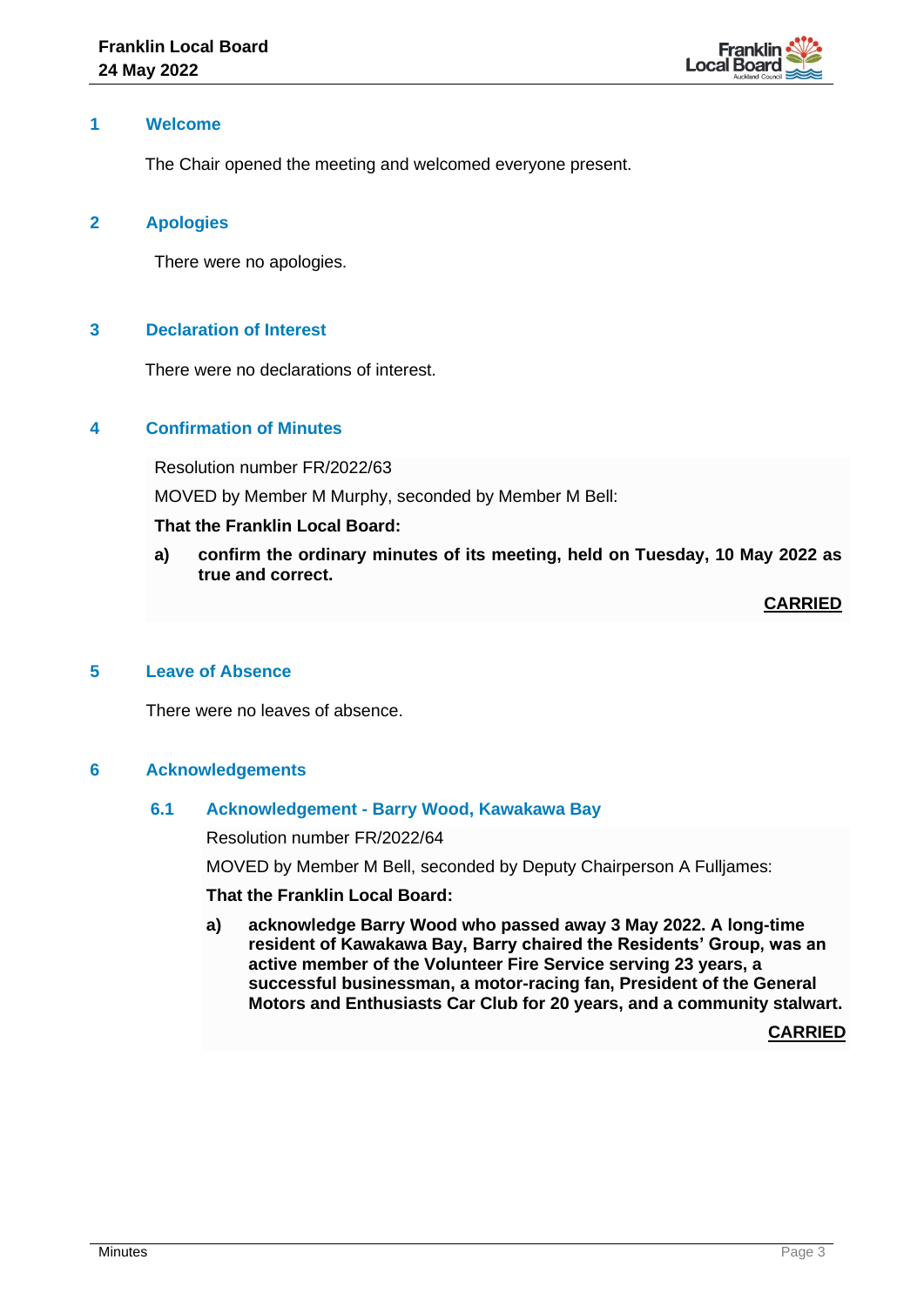## 1 Welcome

The Chair opened the meeting and welcomed everyone present.

## 2 Apologies

There were no apologies.

## 3 Declaration of Interest

There were no declarations of interest.

## 4 Confirmation of Minutes

Resolution number FR/2022/63

MOVED by Member M Murphy, seconded by Member M Bell:

**That the Franklin Local Board:**

**a) confirm the ordinary minutes of its meeting, held on Tuesday, 10 May 2022 as true and correct.**

**CARRIED**

## 5 Leave of Absence

There were no leaves of absence.

## 6 Acknowledgements

### 6.1 Acknowledgement - Barry Wood, Kawakawa Bay

Resolution number FR/2022/64

MOVED by Member M Bell, seconded by Deputy Chairperson A Fulljames:

**That the Franklin Local Board:**

**a) acknowledge Barry Wood who passed away 3 May 2022. A long-time resident of Kawakawa Bay, Barry chaired the Residents' Group, was an active member of the Volunteer Fire Service serving 23 years, a successful businessman, a motor-racing fan, President of the General Motors and Enthusiasts Car Club for 20 years, and a community stalwart.**

**CARRIED**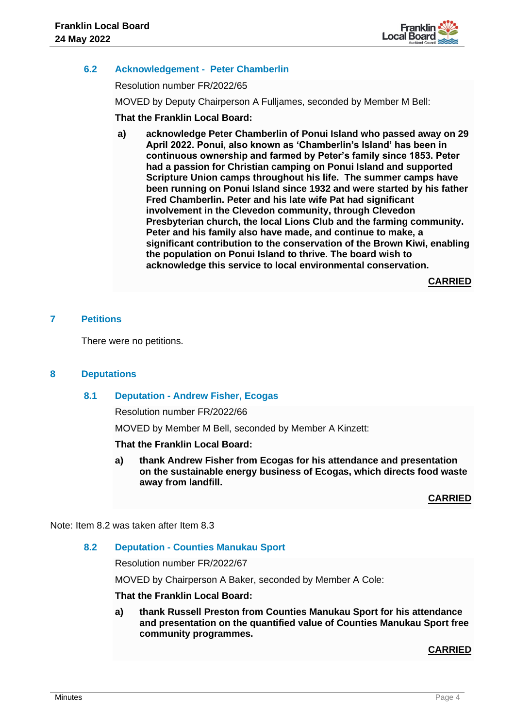### 6.2 Acknowledgement - Peter Chamberlin

Resolution number FR/2022/65

MOVED by Deputy Chairperson A Fulljames, seconded by Member M Bell:

**That the Franklin Local Board:**

**a) acknowledge Peter Chamberlin of Ponui Island who passed away on 29 April 2022. Ponui, also known as 'Chamberlin's Island' has been in continuous ownership and farmed by Peter's family since 1853. Peter had a passion for Christian camping on Ponui Island and supported Scripture Union camps throughout his life. The summer camps have been running on Ponui Island since 1932 and were started by his father Fred Chamberlin. Peter and his late wife Pat had significant involvement in the Clevedon community, through Clevedon Presbyterian church, the local Lions Club and the farming community. Peter and his family also have made, and continue to make, a significant contribution to the conservation of the Brown Kiwi, enabling the population on Ponui Island to thrive. The board wish to acknowledge this service to local environmental conservation.**

**CARRIED**

## 7 Petitions

There were no petitions.

## 8 Deputations

### 8.1 Deputation - Andrew Fisher, Ecogas

Resolution number FR/2022/66

MOVED by Member M Bell, seconded by Member A Kinzett:

**That the Franklin Local Board:**

**a) thank Andrew Fisher from Ecogas for his attendance and presentation on the sustainable energy business of Ecogas, which directs food waste away from landfill.**

**CARRIED**

Note: Item 8.2 was taken after Item 8.3

### 8.2 Deputation - Counties Manukau Sport

Resolution number FR/2022/67

MOVED by Chairperson A Baker, seconded by Member A Cole:

**That the Franklin Local Board:**

**a) thank Russell Preston from Counties Manukau Sport for his attendance and presentation on the quantified value of Counties Manukau Sport free community programmes.**

**CARRIED**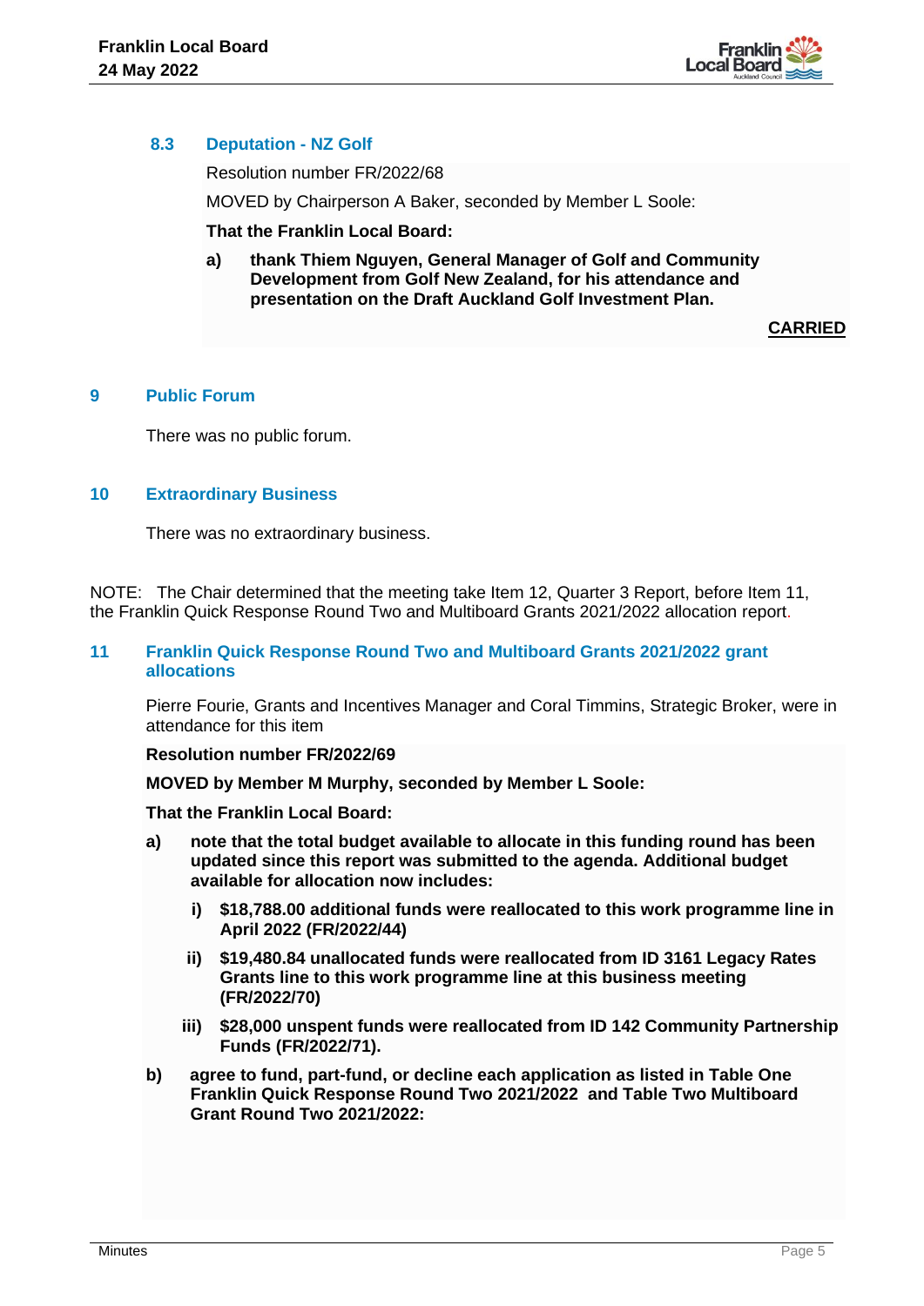### 8.3 Deputation - NZ Golf

Resolution number FR/2022/68

MOVED by Chairperson A Baker, seconded by Member L Soole:

**That the Franklin Local Board:**

**a) thank Thiem Nguyen, General Manager of Golf and Community Development from Golf New Zealand, for his attendance and presentation on the Draft Auckland Golf Investment Plan.**

**CARRIED**

## 9 Public Forum

There was no public forum.

## 10 Extraordinary Business

There was no extraordinary business.

NOTE: The Chair determined that the meeting take Item 12, Quarter 3 Report, before Item 11, the Franklin Quick Response Round Two and Multiboard Grants 2021/2022 allocation report.

## 11 Franklin Quick Response Round Two and Multiboard Grants 2021/2022 grant allocations

Pierre Fourie, Grants and Incentives Manager and Coral Timmins, Strategic Broker, were in attendance for this item

**Resolution number FR/2022/69**

**MOVED by Member M Murphy, seconded by Member L Soole:**

**That the Franklin Local Board:**

**a) note that the total budget available to allocate in this funding round has been updated since this report was submitted to the agenda. Additional budget available for allocation now includes:**

  **i) $18,788.00 additional funds were reallocated to this work programme line in April 2022 (FR/2022/44)**

  **ii) $19,480.84 unallocated funds were reallocated from ID 3161 Legacy Rates Grants line to this work programme line at this business meeting (FR/2022/70)**

  **iii) $28,000 unspent funds were reallocated from ID 142 Community Partnership Funds (FR/2022/71).**

**b) agree to fund, part-fund, or decline each application as listed in Table One Franklin Quick Response Round Two 2021/2022 and Table Two Multiboard Grant Round Two 2021/2022:**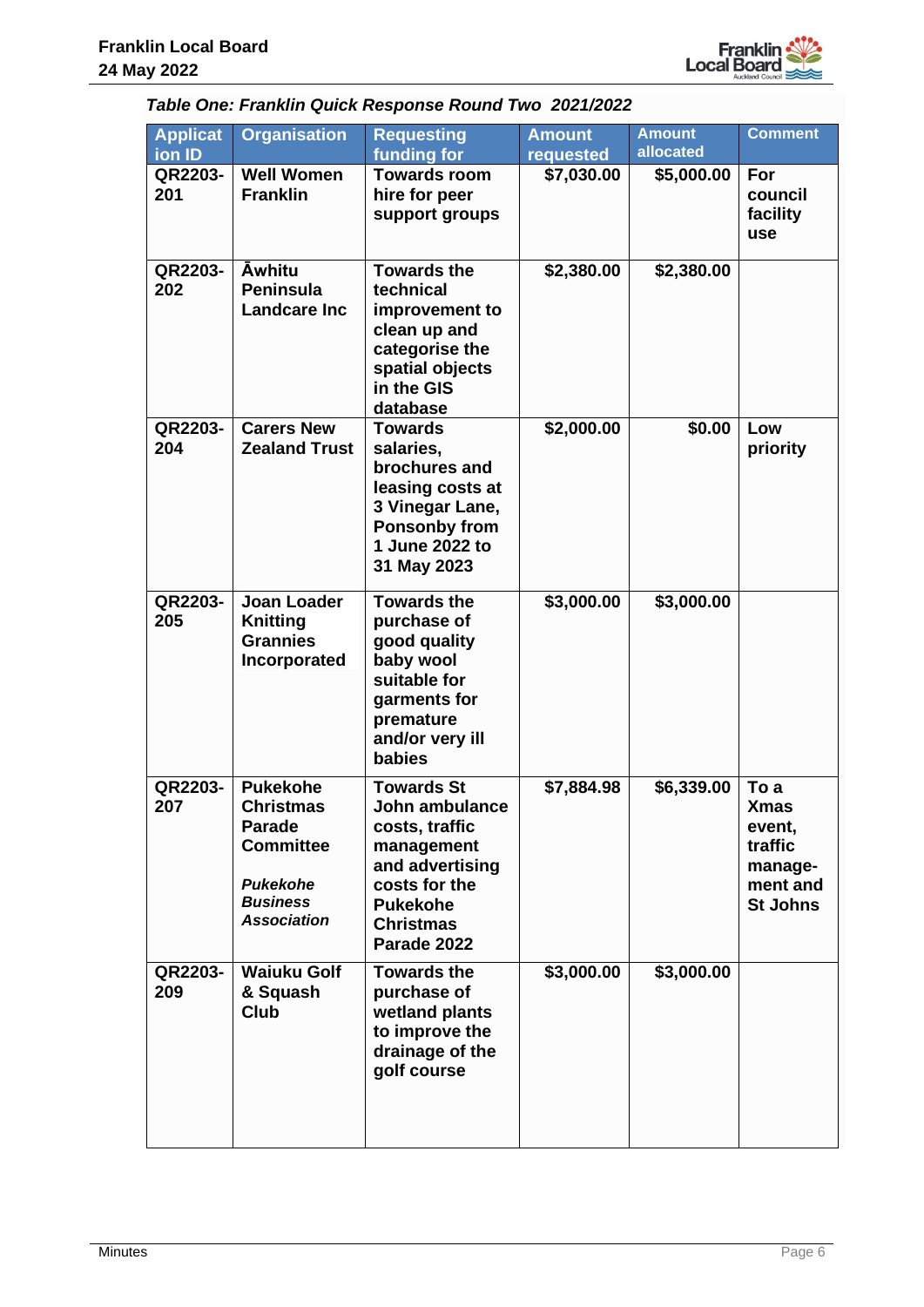*Table One: Franklin Quick Response Round Two 2021/2022*

| Application ID | Organisation | Requesting funding for | Amount requested | Amount allocated | Comment |
|---|---|---|---|---|---|
| QR2203-201 | Well Women Franklin | Towards room hire for peer support groups | $7,030.00 | $5,000.00 | For council facility use |
| QR2203-202 | Āwhitu Peninsula Landcare Inc | Towards the technical improvement to clean up and categorise the spatial objects in the GIS database | $2,380.00 | $2,380.00 | |
| QR2203-204 | Carers New Zealand Trust | Towards salaries, brochures and leasing costs at 3 Vinegar Lane, Ponsonby from 1 June 2022 to 31 May 2023 | $2,000.00 | $0.00 | Low priority |
| QR2203-205 | Joan Loader Knitting Grannies Incorporated | Towards the purchase of good quality baby wool suitable for garments for premature and/or very ill babies | $3,000.00 | $3,000.00 | |
| QR2203-207 | Pukekohe Christmas Parade Committee *Pukekohe Business Association* | Towards St John ambulance costs, traffic management and advertising costs for the Pukekohe Christmas Parade 2022 | $7,884.98 | $6,339.00 | To a Xmas event, traffic manage-ment and St Johns |
| QR2203-209 | Waiuku Golf & Squash Club | Towards the purchase of wetland plants to improve the drainage of the golf course | $3,000.00 | $3,000.00 | |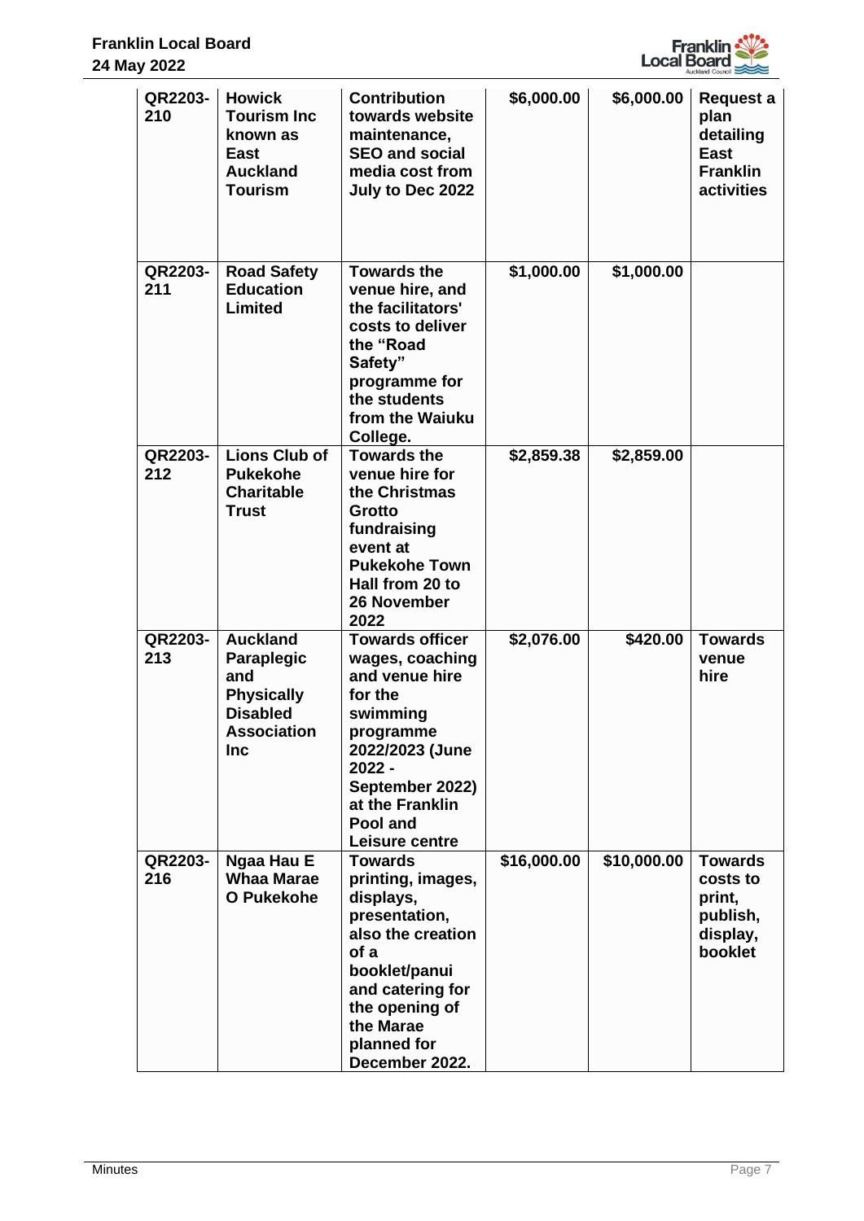| QR2203-210 | Howick Tourism Inc known as East Auckland Tourism | Contribution towards website maintenance, SEO and social media cost from July to Dec 2022 | $6,000.00 | $6,000.00 | Request a plan detailing East Franklin activities |
|---|---|---|---|---|---|
| QR2203-211 | Road Safety Education Limited | Towards the venue hire, and the facilitators' costs to deliver the "Road Safety" programme for the students from the Waiuku College. | $1,000.00 | $1,000.00 | |
| QR2203-212 | Lions Club of Pukekohe Charitable Trust | Towards the venue hire for the Christmas Grotto fundraising event at Pukekohe Town Hall from 20 to 26 November 2022 | $2,859.38 | $2,859.00 | |
| QR2203-213 | Auckland Paraplegic and Physically Disabled Association Inc | Towards officer wages, coaching and venue hire for the swimming programme 2022/2023 (June 2022 - September 2022) at the Franklin Pool and Leisure centre | $2,076.00 | $420.00 | Towards venue hire |
| QR2203-216 | Ngaa Hau E Whaa Marae O Pukekohe | Towards printing, images, displays, presentation, also the creation of a booklet/panui and catering for the opening of the Marae planned for December 2022. | $16,000.00 | $10,000.00 | Towards costs to print, publish, display, booklet |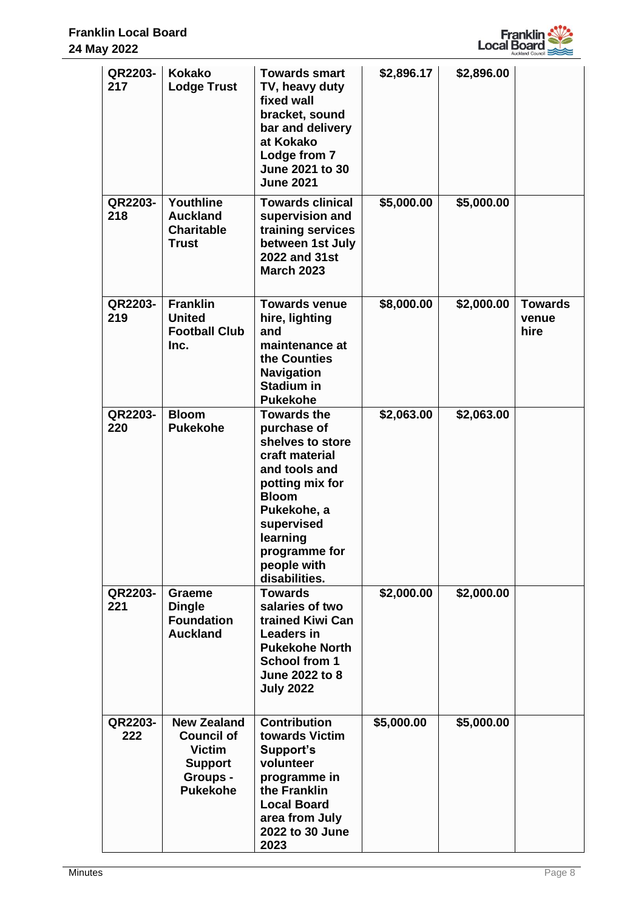| | | | | | |
|---|---|---|---|---|---|
| QR2203-217 | Kokako Lodge Trust | Towards smart TV, heavy duty fixed wall bracket, sound bar and delivery at Kokako Lodge from 7 June 2021 to 30 June 2021 | $2,896.17 | $2,896.00 | |
| QR2203-218 | Youthline Auckland Charitable Trust | Towards clinical supervision and training services between 1st July 2022 and 31st March 2023 | $5,000.00 | $5,000.00 | |
| QR2203-219 | Franklin United Football Club Inc. | Towards venue hire, lighting and maintenance at the Counties Navigation Stadium in Pukekohe | $8,000.00 | $2,000.00 | Towards venue hire |
| QR2203-220 | Bloom Pukekohe | Towards the purchase of shelves to store craft material and tools and potting mix for Bloom Pukekohe, a supervised learning programme for people with disabilities. | $2,063.00 | $2,063.00 | |
| QR2203-221 | Graeme Dingle Foundation Auckland | Towards salaries of two trained Kiwi Can Leaders in Pukekohe North School from 1 June 2022 to 8 July 2022 | $2,000.00 | $2,000.00 | |
| QR2203-222 | New Zealand Council of Victim Support Groups - Pukekohe | Contribution towards Victim Support's volunteer programme in the Franklin Local Board area from July 2022 to 30 June 2023 | $5,000.00 | $5,000.00 | |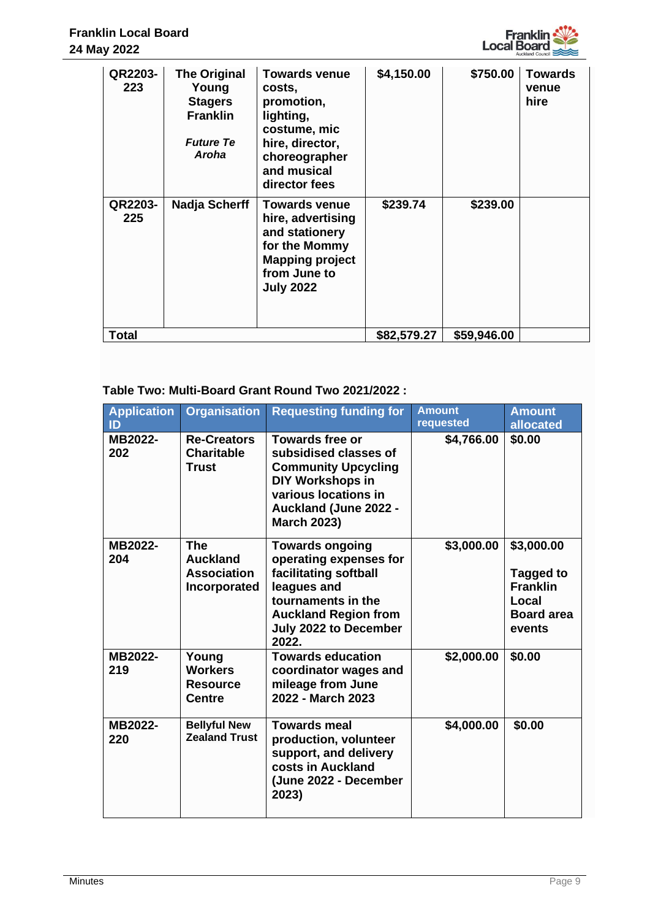| | | | | | |
|---|---|---|---|---|---|
| QR2203-223 | **The Original Young Stagers Franklin** *Future Te Aroha* | Towards venue costs, promotion, lighting, costume, mic hire, director, choreographer and musical director fees | $4,150.00 | $750.00 | Towards venue hire |
| QR2203-225 | **Nadja Scherff** | Towards venue hire, advertising and stationery for the Mommy Mapping project from June to July 2022 | $239.74 | $239.00 | |
| **Total** | | | **$82,579.27** | **$59,946.00** | |

**Table Two: Multi-Board Grant Round Two 2021/2022 :**

| Application ID | Organisation | Requesting funding for | Amount requested | Amount allocated |
|---|---|---|---|---|
| MB2022-202 | Re-Creators Charitable Trust | Towards free or subsidised classes of Community Upcycling DIY Workshops in various locations in Auckland (June 2022 - March 2023) | $4,766.00 | $0.00 |
| MB2022-204 | The Auckland Association Incorporated | Towards ongoing operating expenses for facilitating softball leagues and tournaments in the Auckland Region from July 2022 to December 2022. | $3,000.00 | $3,000.00 Tagged to Franklin Local Board area events |
| MB2022-219 | Young Workers Resource Centre | Towards education coordinator wages and mileage from June 2022 - March 2023 | $2,000.00 | $0.00 |
| MB2022-220 | Bellyful New Zealand Trust | Towards meal production, volunteer support, and delivery costs in Auckland (June 2022 - December 2023) | $4,000.00 | $0.00 |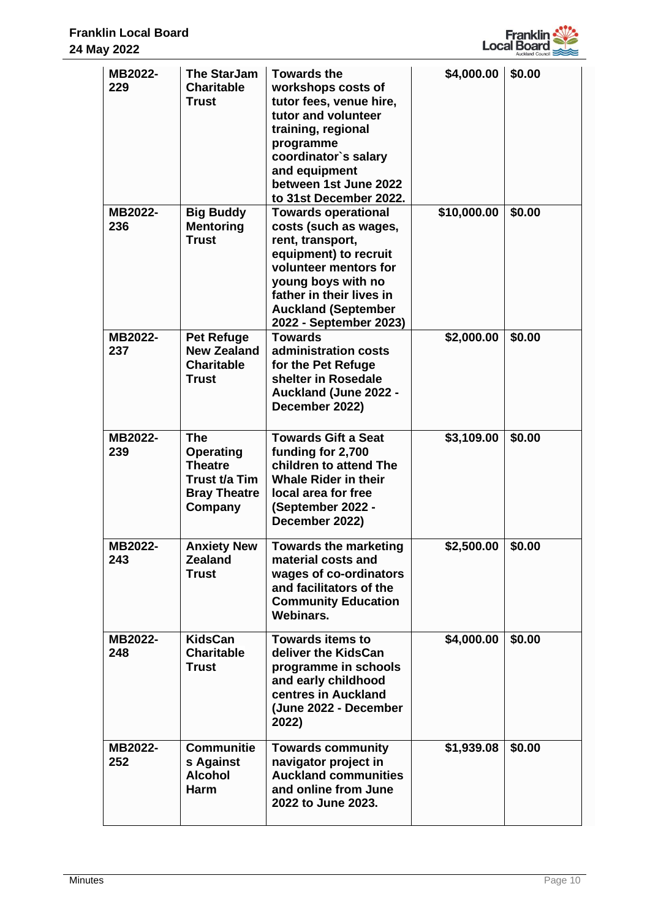| | | | | |
|---|---|---|---|---|
| **MB2022-229** | **The StarJam Charitable Trust** | **Towards the workshops costs of tutor fees, venue hire, tutor and volunteer training, regional programme coordinator`s salary and equipment between 1st June 2022 to 31st December 2022.** | **$4,000.00** | **$0.00** |
| **MB2022-236** | **Big Buddy Mentoring Trust** | **Towards operational costs (such as wages, rent, transport, equipment) to recruit volunteer mentors for young boys with no father in their lives in Auckland (September 2022 - September 2023)** | **$10,000.00** | **$0.00** |
| **MB2022-237** | **Pet Refuge New Zealand Charitable Trust** | **Towards administration costs for the Pet Refuge shelter in Rosedale Auckland (June 2022 - December 2022)** | **$2,000.00** | **$0.00** |
| **MB2022-239** | **The Operating Theatre Trust t/a Tim Bray Theatre Company** | **Towards Gift a Seat funding for 2,700 children to attend The Whale Rider in their local area for free (September 2022 - December 2022)** | **$3,109.00** | **$0.00** |
| **MB2022-243** | **Anxiety New Zealand Trust** | **Towards the marketing material costs and wages of co-ordinators and facilitators of the Community Education Webinars.** | **$2,500.00** | **$0.00** |
| **MB2022-248** | **KidsCan Charitable Trust** | **Towards items to deliver the KidsCan programme in schools and early childhood centres in Auckland (June 2022 - December 2022)** | **$4,000.00** | **$0.00** |
| **MB2022-252** | **Communities Against Alcohol Harm** | **Towards community navigator project in Auckland communities and online from June 2022 to June 2023.** | **$1,939.08** | **$0.00** |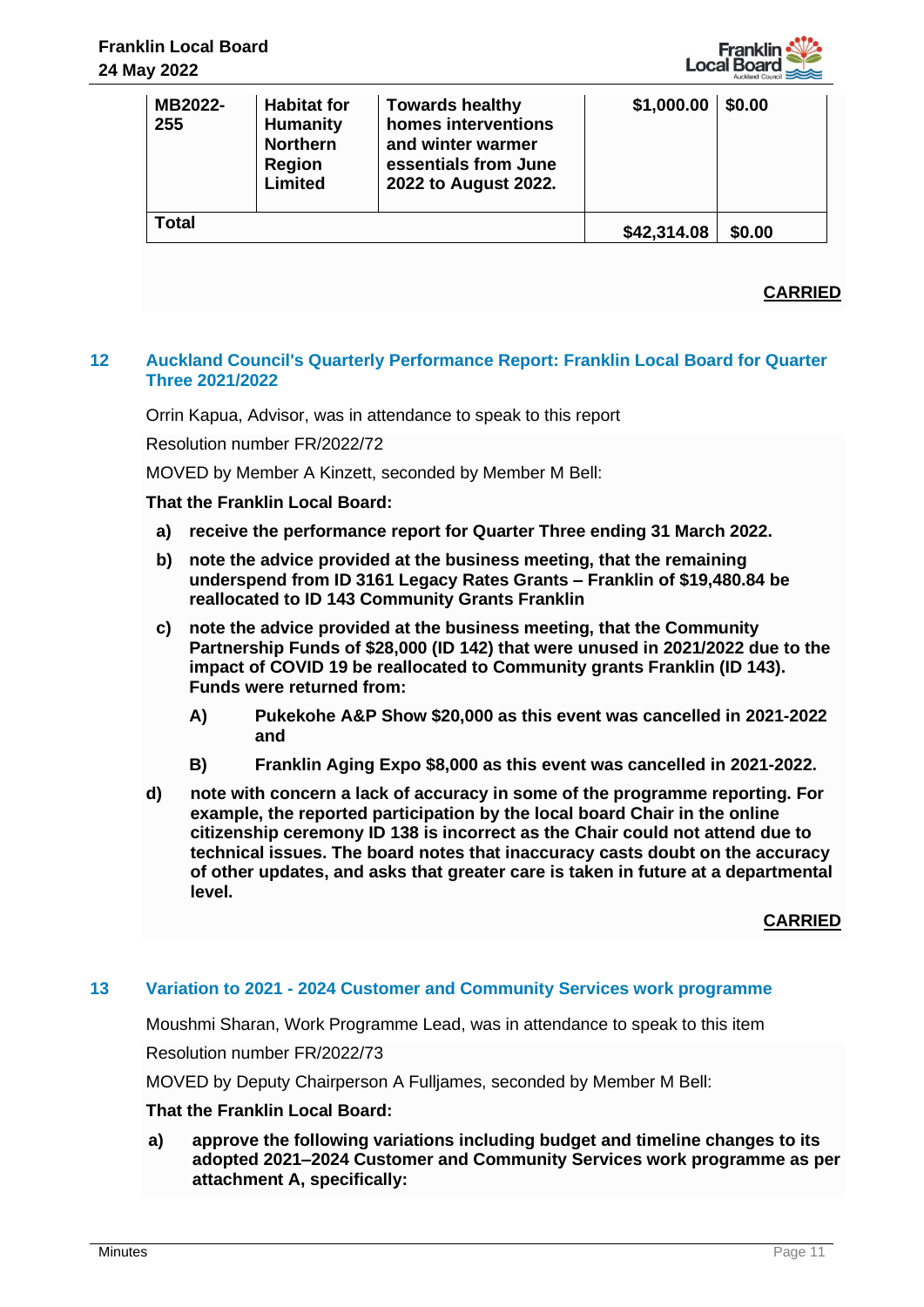| | | | | |
|---|---|---|---|---|
| **MB2022-255** | **Habitat for Humanity Northern Region Limited** | **Towards healthy homes interventions and winter warmer essentials from June 2022 to August 2022.** | **$1,000.00** | **$0.00** |
| **Total** | | | **$42,314.08** | **$0.00** |

**CARRIED**

## 12 Auckland Council's Quarterly Performance Report: Franklin Local Board for Quarter Three 2021/2022

Orrin Kapua, Advisor, was in attendance to speak to this report

Resolution number FR/2022/72

MOVED by Member A Kinzett, seconded by Member M Bell:

**That the Franklin Local Board:**

**a) receive the performance report for Quarter Three ending 31 March 2022.**

**b) note the advice provided at the business meeting, that the remaining underspend from ID 3161 Legacy Rates Grants – Franklin of $19,480.84 be reallocated to ID 143 Community Grants Franklin**

**c) note the advice provided at the business meeting, that the Community Partnership Funds of $28,000 (ID 142) that were unused in 2021/2022 due to the impact of COVID 19 be reallocated to Community grants Franklin (ID 143). Funds were returned from:**

**A) Pukekohe A&P Show $20,000 as this event was cancelled in 2021-2022 and**

**B) Franklin Aging Expo $8,000 as this event was cancelled in 2021-2022.**

**d) note with concern a lack of accuracy in some of the programme reporting. For example, the reported participation by the local board Chair in the online citizenship ceremony ID 138 is incorrect as the Chair could not attend due to technical issues. The board notes that inaccuracy casts doubt on the accuracy of other updates, and asks that greater care is taken in future at a departmental level.**

**CARRIED**

## 13 Variation to 2021 - 2024 Customer and Community Services work programme

Moushmi Sharan, Work Programme Lead, was in attendance to speak to this item

Resolution number FR/2022/73

MOVED by Deputy Chairperson A Fulljames, seconded by Member M Bell:

**That the Franklin Local Board:**

**a) approve the following variations including budget and timeline changes to its adopted 2021–2024 Customer and Community Services work programme as per attachment A, specifically:**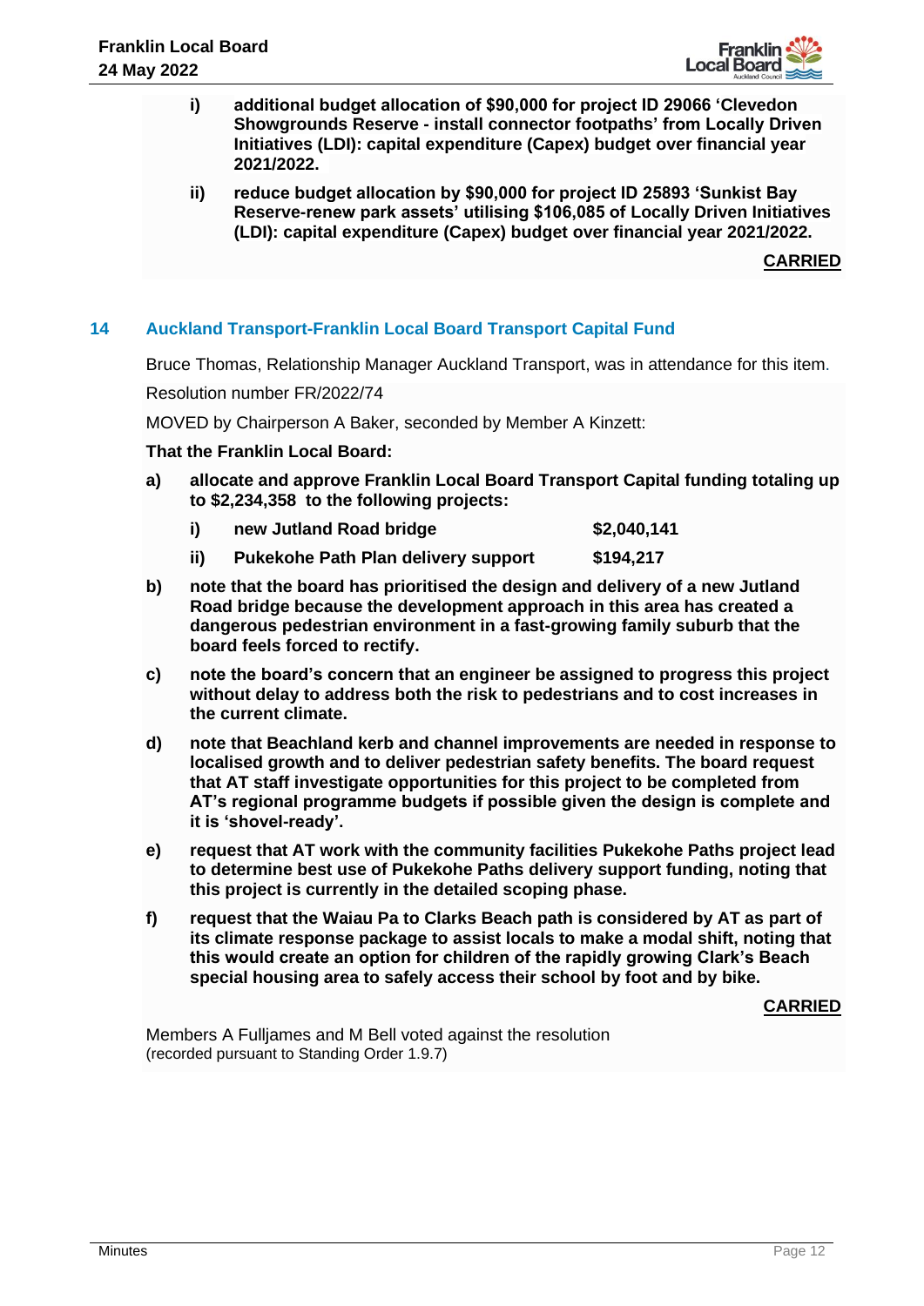i) **additional budget allocation of $90,000 for project ID 29066 'Clevedon Showgrounds Reserve - install connector footpaths' from Locally Driven Initiatives (LDI): capital expenditure (Capex) budget over financial year 2021/2022.**

ii) **reduce budget allocation by $90,000 for project ID 25893 'Sunkist Bay Reserve-renew park assets' utilising $106,085 of Locally Driven Initiatives (LDI): capital expenditure (Capex) budget over financial year 2021/2022.**

**CARRIED**

## 14 Auckland Transport-Franklin Local Board Transport Capital Fund

Bruce Thomas, Relationship Manager Auckland Transport, was in attendance for this item.

Resolution number FR/2022/74

MOVED by Chairperson A Baker, seconded by Member A Kinzett:

**That the Franklin Local Board:**

a) **allocate and approve Franklin Local Board Transport Capital funding totaling up to $2,234,358 to the following projects:**

| | | |
|---|---|---|
| **i)** | **new Jutland Road bridge** | **$2,040,141** |
| **ii)** | **Pukekohe Path Plan delivery support** | **$194,217** |

b) **note that the board has prioritised the design and delivery of a new Jutland Road bridge because the development approach in this area has created a dangerous pedestrian environment in a fast-growing family suburb that the board feels forced to rectify.**

c) **note the board's concern that an engineer be assigned to progress this project without delay to address both the risk to pedestrians and to cost increases in the current climate.**

d) **note that Beachland kerb and channel improvements are needed in response to localised growth and to deliver pedestrian safety benefits. The board request that AT staff investigate opportunities for this project to be completed from AT's regional programme budgets if possible given the design is complete and it is 'shovel-ready'.**

e) **request that AT work with the community facilities Pukekohe Paths project lead to determine best use of Pukekohe Paths delivery support funding, noting that this project is currently in the detailed scoping phase.**

f) **request that the Waiau Pa to Clarks Beach path is considered by AT as part of its climate response package to assist locals to make a modal shift, noting that this would create an option for children of the rapidly growing Clark's Beach special housing area to safely access their school by foot and by bike.**

**CARRIED**

Members A Fulljames and M Bell voted against the resolution
(recorded pursuant to Standing Order 1.9.7)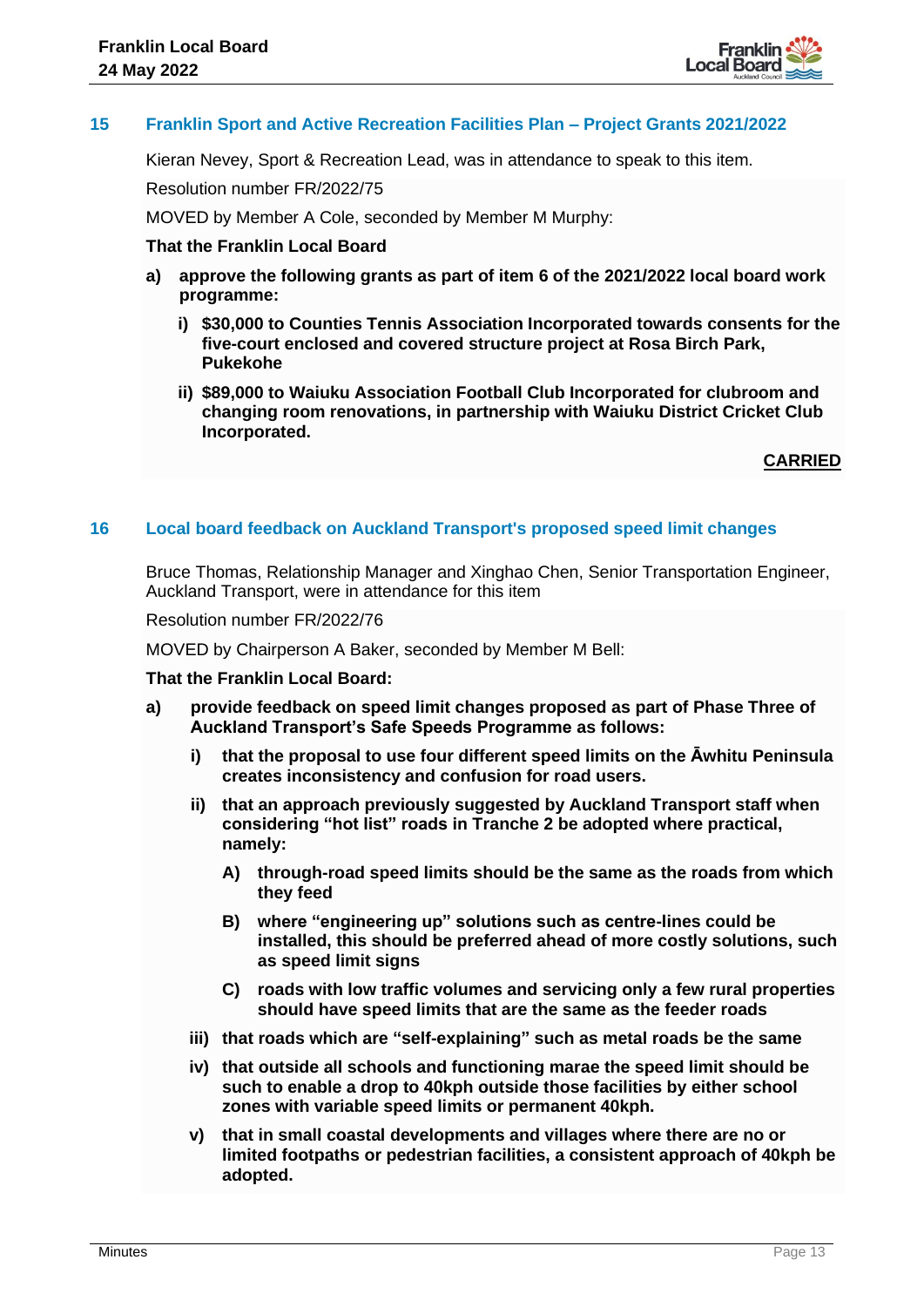## 15 Franklin Sport and Active Recreation Facilities Plan – Project Grants 2021/2022

Kieran Nevey, Sport & Recreation Lead, was in attendance to speak to this item.

Resolution number FR/2022/75

MOVED by Member A Cole, seconded by Member M Murphy:

**That the Franklin Local Board**

**a) approve the following grants as part of item 6 of the 2021/2022 local board work programme:**

**i) $30,000 to Counties Tennis Association Incorporated towards consents for the five-court enclosed and covered structure project at Rosa Birch Park, Pukekohe**

**ii) $89,000 to Waiuku Association Football Club Incorporated for clubroom and changing room renovations, in partnership with Waiuku District Cricket Club Incorporated.**

**CARRIED**

## 16 Local board feedback on Auckland Transport's proposed speed limit changes

Bruce Thomas, Relationship Manager and Xinghao Chen, Senior Transportation Engineer, Auckland Transport, were in attendance for this item

Resolution number FR/2022/76

MOVED by Chairperson A Baker, seconded by Member M Bell:

**That the Franklin Local Board:**

**a) provide feedback on speed limit changes proposed as part of Phase Three of Auckland Transport's Safe Speeds Programme as follows:**

**i) that the proposal to use four different speed limits on the Āwhitu Peninsula creates inconsistency and confusion for road users.**

**ii) that an approach previously suggested by Auckland Transport staff when considering "hot list" roads in Tranche 2 be adopted where practical, namely:**

**A) through-road speed limits should be the same as the roads from which they feed**

**B) where "engineering up" solutions such as centre-lines could be installed, this should be preferred ahead of more costly solutions, such as speed limit signs**

**C) roads with low traffic volumes and servicing only a few rural properties should have speed limits that are the same as the feeder roads**

**iii) that roads which are "self-explaining" such as metal roads be the same**

**iv) that outside all schools and functioning marae the speed limit should be such to enable a drop to 40kph outside those facilities by either school zones with variable speed limits or permanent 40kph.**

**v) that in small coastal developments and villages where there are no or limited footpaths or pedestrian facilities, a consistent approach of 40kph be adopted.**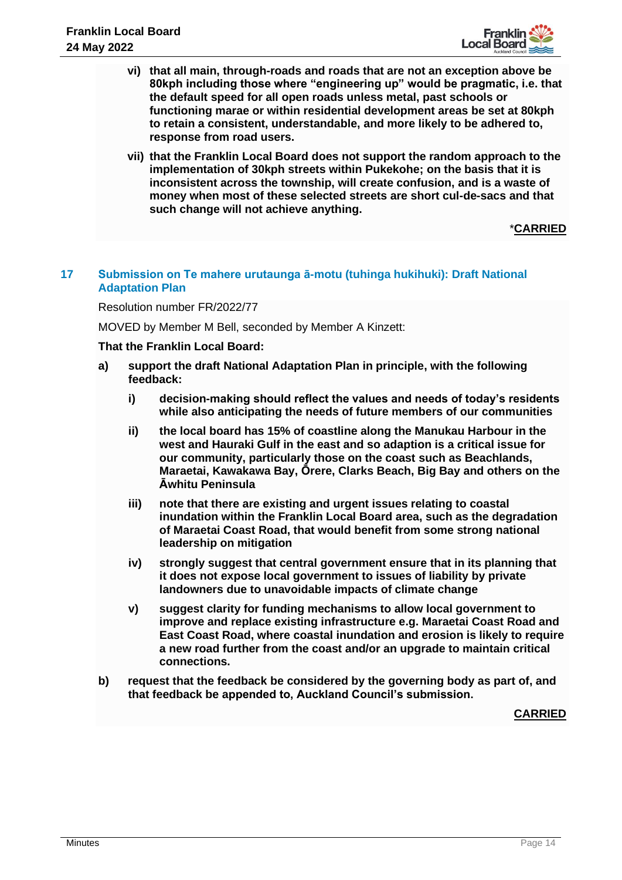- **vi) that all main, through-roads and roads that are not an exception above be 80kph including those where "engineering up" would be pragmatic, i.e. that the default speed for all open roads unless metal, past schools or functioning marae or within residential development areas be set at 80kph to retain a consistent, understandable, and more likely to be adhered to, response from road users.**
- **vii) that the Franklin Local Board does not support the random approach to the implementation of 30kph streets within Pukekohe; on the basis that it is inconsistent across the township, will create confusion, and is a waste of money when most of these selected streets are short cul-de-sacs and that such change will not achieve anything.**

*__CARRIED__

## 17 Submission on Te mahere urutaunga ā-motu (tuhinga hukihuki): Draft National Adaptation Plan

Resolution number FR/2022/77

MOVED by Member M Bell, seconded by Member A Kinzett:

**That the Franklin Local Board:**

**a) support the draft National Adaptation Plan in principle, with the following feedback:**

- **i) decision-making should reflect the values and needs of today's residents while also anticipating the needs of future members of our communities**
- **ii) the local board has 15% of coastline along the Manukau Harbour in the west and Hauraki Gulf in the east and so adaption is a critical issue for our community, particularly those on the coast such as Beachlands, Maraetai, Kawakawa Bay, Ōrere, Clarks Beach, Big Bay and others on the Āwhitu Peninsula**
- **iii) note that there are existing and urgent issues relating to coastal inundation within the Franklin Local Board area, such as the degradation of Maraetai Coast Road, that would benefit from some strong national leadership on mitigation**
- **iv) strongly suggest that central government ensure that in its planning that it does not expose local government to issues of liability by private landowners due to unavoidable impacts of climate change**
- **v) suggest clarity for funding mechanisms to allow local government to improve and replace existing infrastructure e.g. Maraetai Coast Road and East Coast Road, where coastal inundation and erosion is likely to require a new road further from the coast and/or an upgrade to maintain critical connections.**

**b) request that the feedback be considered by the governing body as part of, and that feedback be appended to, Auckland Council's submission.**

__CARRIED__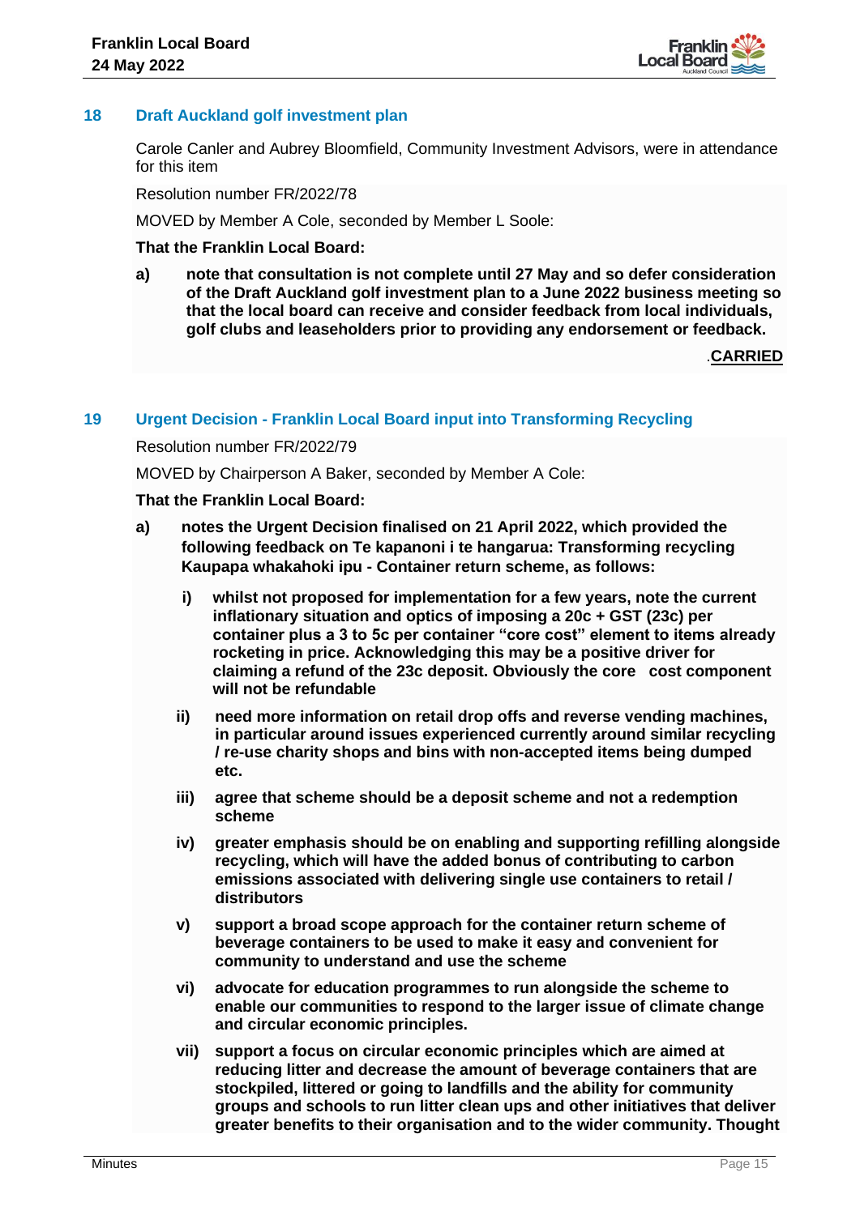## 18 Draft Auckland golf investment plan

Carole Canler and Aubrey Bloomfield, Community Investment Advisors, were in attendance for this item

Resolution number FR/2022/78

MOVED by Member A Cole, seconded by Member L Soole:

**That the Franklin Local Board:**

**a) note that consultation is not complete until 27 May and so defer consideration of the Draft Auckland golf investment plan to a June 2022 business meeting so that the local board can receive and consider feedback from local individuals, golf clubs and leaseholders prior to providing any endorsement or feedback.**

.**CARRIED**

## 19 Urgent Decision - Franklin Local Board input into Transforming Recycling

Resolution number FR/2022/79

MOVED by Chairperson A Baker, seconded by Member A Cole:

**That the Franklin Local Board:**

**a) notes the Urgent Decision finalised on 21 April 2022, which provided the following feedback on Te kapanoni i te hangarua: Transforming recycling Kaupapa whakahoki ipu - Container return scheme, as follows:**

**i) whilst not proposed for implementation for a few years, note the current inflationary situation and optics of imposing a 20c + GST (23c) per container plus a 3 to 5c per container "core cost" element to items already rocketing in price. Acknowledging this may be a positive driver for claiming a refund of the 23c deposit. Obviously the core cost component will not be refundable**

**ii) need more information on retail drop offs and reverse vending machines, in particular around issues experienced currently around similar recycling / re-use charity shops and bins with non-accepted items being dumped etc.**

**iii) agree that scheme should be a deposit scheme and not a redemption scheme**

**iv) greater emphasis should be on enabling and supporting refilling alongside recycling, which will have the added bonus of contributing to carbon emissions associated with delivering single use containers to retail / distributors**

**v) support a broad scope approach for the container return scheme of beverage containers to be used to make it easy and convenient for community to understand and use the scheme**

**vi) advocate for education programmes to run alongside the scheme to enable our communities to respond to the larger issue of climate change and circular economic principles.**

**vii) support a focus on circular economic principles which are aimed at reducing litter and decrease the amount of beverage containers that are stockpiled, littered or going to landfills and the ability for community groups and schools to run litter clean ups and other initiatives that deliver greater benefits to their organisation and to the wider community. Thought**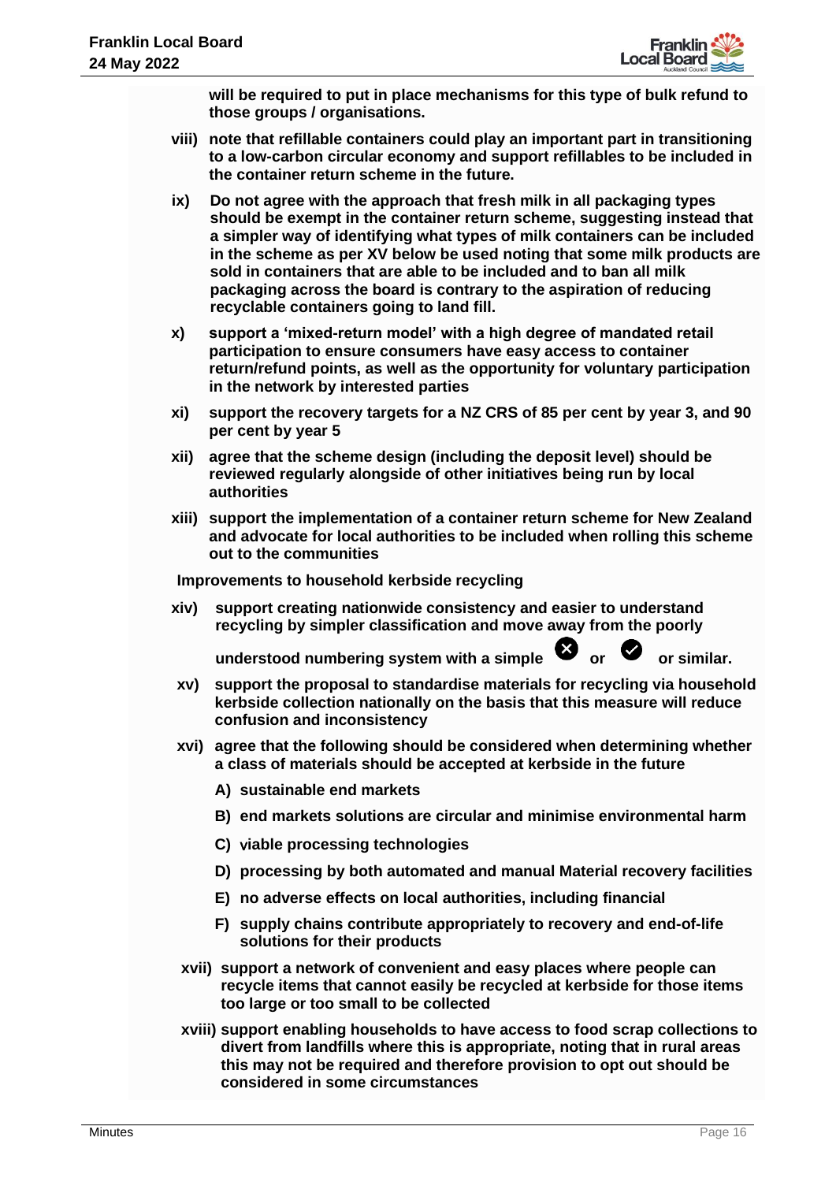**will be required to put in place mechanisms for this type of bulk refund to those groups / organisations.**

viii) **note that refillable containers could play an important part in transitioning to a low-carbon circular economy and support refillables to be included in the container return scheme in the future.**

ix) **Do not agree with the approach that fresh milk in all packaging types should be exempt in the container return scheme, suggesting instead that a simpler way of identifying what types of milk containers can be included in the scheme as per XV below be used noting that some milk products are sold in containers that are able to be included and to ban all milk packaging across the board is contrary to the aspiration of reducing recyclable containers going to land fill.**

x) **support a 'mixed-return model' with a high degree of mandated retail participation to ensure consumers have easy access to container return/refund points, as well as the opportunity for voluntary participation in the network by interested parties**

xi) **support the recovery targets for a NZ CRS of 85 per cent by year 3, and 90 per cent by year 5**

xii) **agree that the scheme design (including the deposit level) should be reviewed regularly alongside of other initiatives being run by local authorities**

xiii) **support the implementation of a container return scheme for New Zealand and advocate for local authorities to be included when rolling this scheme out to the communities**

**Improvements to household kerbside recycling**

xiv) **support creating nationwide consistency and easier to understand recycling by simpler classification and move away from the poorly understood numbering system with a simple ✖ or ✔ or similar.**

xv) **support the proposal to standardise materials for recycling via household kerbside collection nationally on the basis that this measure will reduce confusion and inconsistency**

xvi) **agree that the following should be considered when determining whether a class of materials should be accepted at kerbside in the future**

A) **sustainable end markets**

B) **end markets solutions are circular and minimise environmental harm**

C) **viable processing technologies**

D) **processing by both automated and manual Material recovery facilities**

E) **no adverse effects on local authorities, including financial**

F) **supply chains contribute appropriately to recovery and end-of-life solutions for their products**

xvii) **support a network of convenient and easy places where people can recycle items that cannot easily be recycled at kerbside for those items too large or too small to be collected**

xviii) **support enabling households to have access to food scrap collections to divert from landfills where this is appropriate, noting that in rural areas this may not be required and therefore provision to opt out should be considered in some circumstances**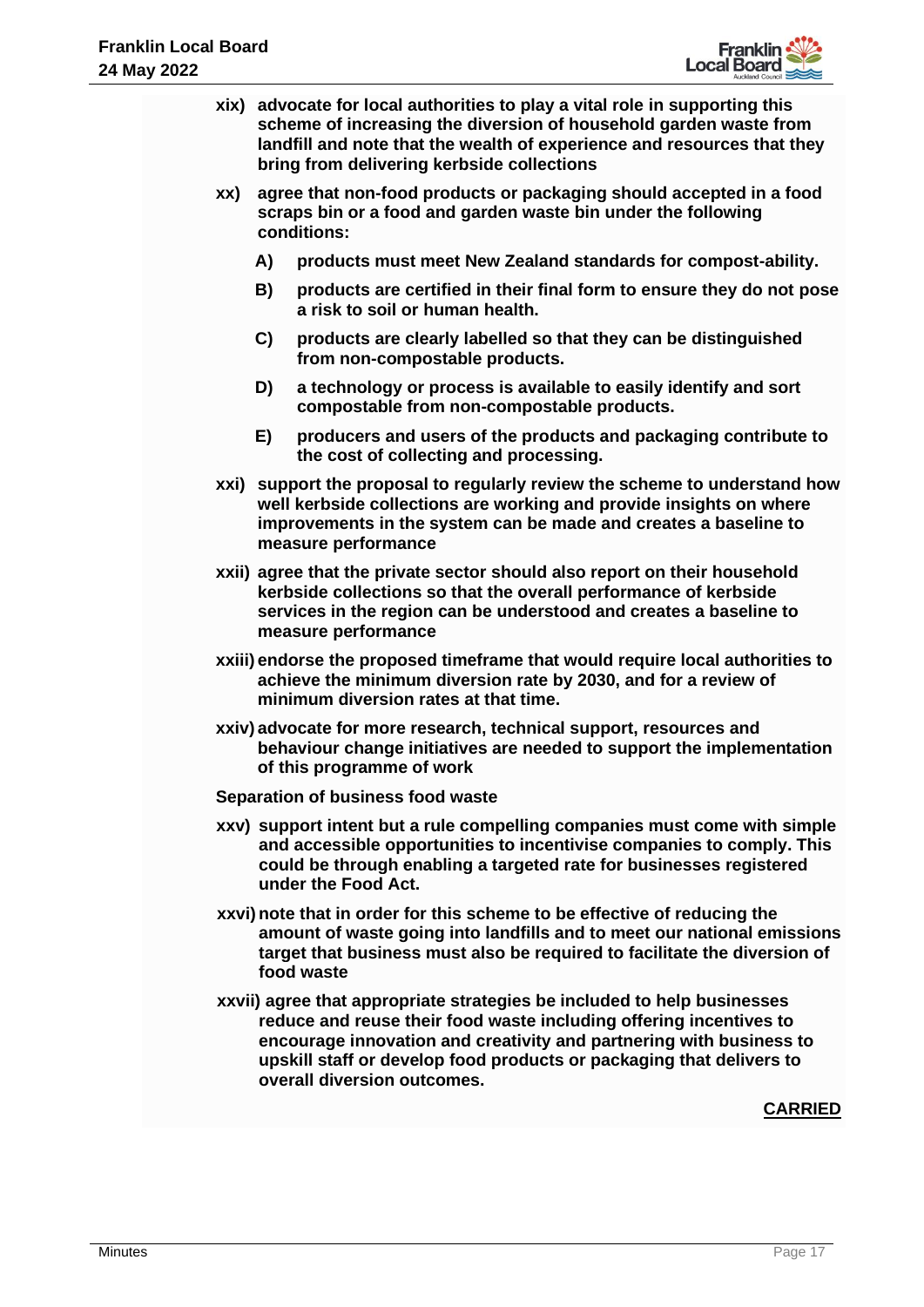**xix) advocate for local authorities to play a vital role in supporting this scheme of increasing the diversion of household garden waste from landfill and note that the wealth of experience and resources that they bring from delivering kerbside collections**

**xx) agree that non-food products or packaging should accepted in a food scraps bin or a food and garden waste bin under the following conditions:**

- **A) products must meet New Zealand standards for compost-ability.**
- **B) products are certified in their final form to ensure they do not pose a risk to soil or human health.**
- **C) products are clearly labelled so that they can be distinguished from non-compostable products.**
- **D) a technology or process is available to easily identify and sort compostable from non-compostable products.**
- **E) producers and users of the products and packaging contribute to the cost of collecting and processing.**

**xxi) support the proposal to regularly review the scheme to understand how well kerbside collections are working and provide insights on where improvements in the system can be made and creates a baseline to measure performance**

**xxii) agree that the private sector should also report on their household kerbside collections so that the overall performance of kerbside services in the region can be understood and creates a baseline to measure performance**

**xxiii) endorse the proposed timeframe that would require local authorities to achieve the minimum diversion rate by 2030, and for a review of minimum diversion rates at that time.**

**xxiv) advocate for more research, technical support, resources and behaviour change initiatives are needed to support the implementation of this programme of work**

**Separation of business food waste**

**xxv) support intent but a rule compelling companies must come with simple and accessible opportunities to incentivise companies to comply. This could be through enabling a targeted rate for businesses registered under the Food Act.**

**xxvi) note that in order for this scheme to be effective of reducing the amount of waste going into landfills and to meet our national emissions target that business must also be required to facilitate the diversion of food waste**

**xxvii) agree that appropriate strategies be included to help businesses reduce and reuse their food waste including offering incentives to encourage innovation and creativity and partnering with business to upskill staff or develop food products or packaging that delivers to overall diversion outcomes.**

**CARRIED**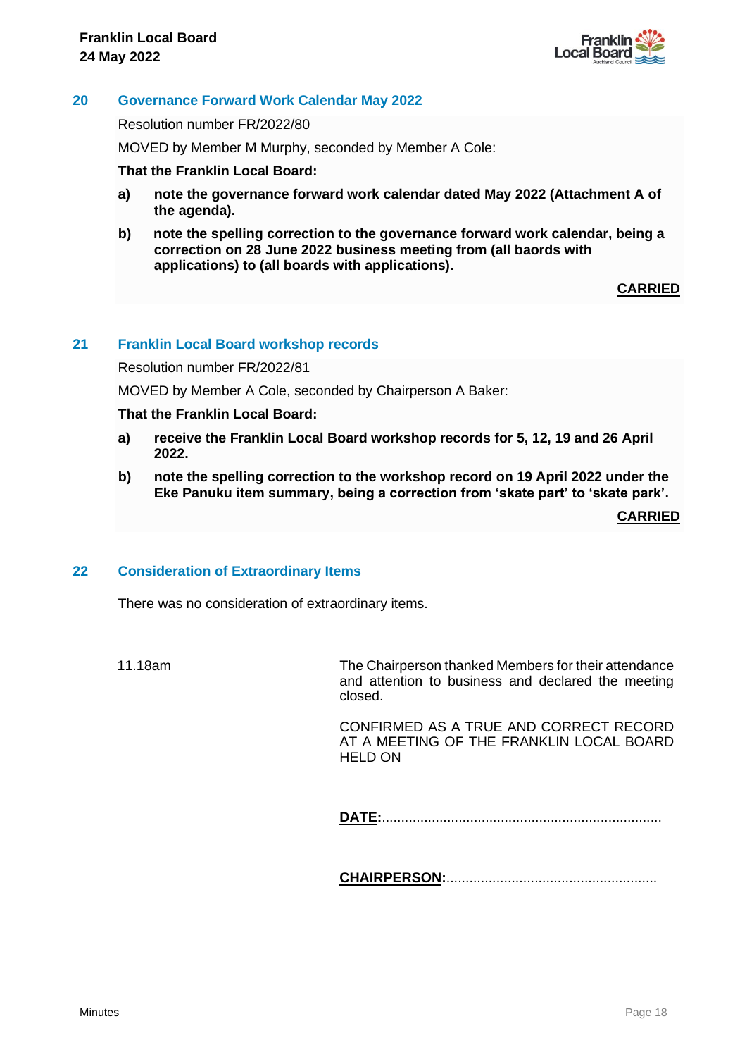## 20 Governance Forward Work Calendar May 2022

Resolution number FR/2022/80

MOVED by Member M Murphy, seconded by Member A Cole:

**That the Franklin Local Board:**

**a) note the governance forward work calendar dated May 2022 (Attachment A of the agenda).**

**b) note the spelling correction to the governance forward work calendar, being a correction on 28 June 2022 business meeting from (all baords with applications) to (all boards with applications).**

**CARRIED**

## 21 Franklin Local Board workshop records

Resolution number FR/2022/81

MOVED by Member A Cole, seconded by Chairperson A Baker:

**That the Franklin Local Board:**

**a) receive the Franklin Local Board workshop records for 5, 12, 19 and 26 April 2022.**

**b) note the spelling correction to the workshop record on 19 April 2022 under the Eke Panuku item summary, being a correction from 'skate part' to 'skate park'.**

**CARRIED**

## 22 Consideration of Extraordinary Items

There was no consideration of extraordinary items.

11.18am The Chairperson thanked Members for their attendance and attention to business and declared the meeting closed.

CONFIRMED AS A TRUE AND CORRECT RECORD AT A MEETING OF THE FRANKLIN LOCAL BOARD HELD ON

**DATE:**.........................................................................

**CHAIRPERSON:**.......................................................